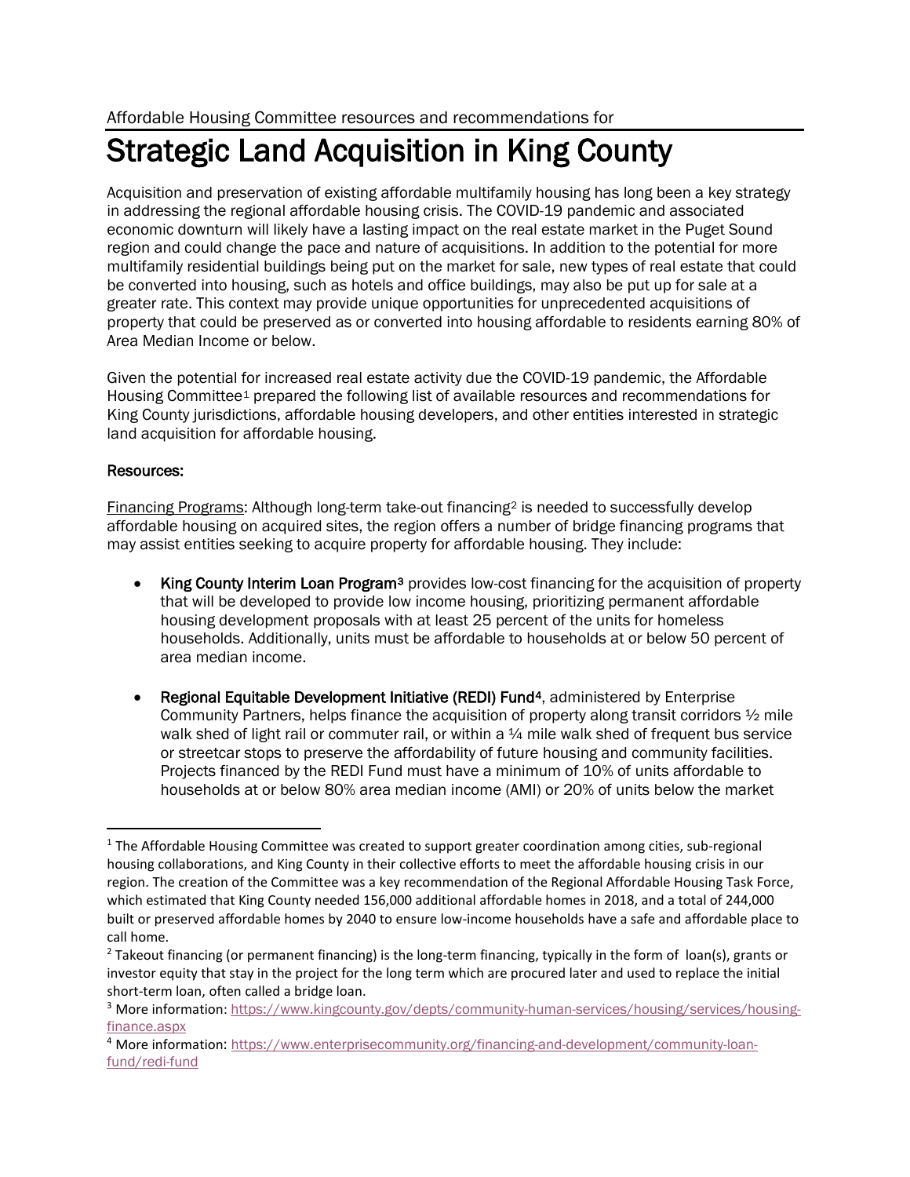Affordable Housing Committee resources and recommendations for

# Strategic Land Acquisition in King County

Acquisition and preservation of existing affordable multifamily housing has long been a key strategy in addressing the regional affordable housing crisis. The COVID-19 pandemic and associated economic downturn will likely have a lasting impact on the real estate market in the Puget Sound region and could change the pace and nature of acquisitions. In addition to the potential for more multifamily residential buildings being put on the market for sale, new types of real estate that could be converted into housing, such as hotels and office buildings, may also be put up for sale at a greater rate. This context may provide unique opportunities for unprecedented acquisitions of property that could be preserved as or converted into housing affordable to residents earning 80% of Area Median Income or below.

Given the potential for increased real estate activity due the COVID-19 pandemic, the Affordable Housing Committee[1] prepared the following list of available resources and recommendations for King County jurisdictions, affordable housing developers, and other entities interested in strategic land acquisition for affordable housing.

**Resources:**

Financing Programs: Although long-term take-out financing[2] is needed to successfully develop affordable housing on acquired sites, the region offers a number of bridge financing programs that may assist entities seeking to acquire property for affordable housing. They include:

- **King County Interim Loan Program[3]** provides low-cost financing for the acquisition of property that will be developed to provide low income housing, prioritizing permanent affordable housing development proposals with at least 25 percent of the units for homeless households. Additionally, units must be affordable to households at or below 50 percent of area median income.

- **Regional Equitable Development Initiative (REDI) Fund[4]**, administered by Enterprise Community Partners, helps finance the acquisition of property along transit corridors ½ mile walk shed of light rail or commuter rail, or within a ¼ mile walk shed of frequent bus service or streetcar stops to preserve the affordability of future housing and community facilities. Projects financed by the REDI Fund must have a minimum of 10% of units affordable to households at or below 80% area median income (AMI) or 20% of units below the market

---

[1] The Affordable Housing Committee was created to support greater coordination among cities, sub-regional housing collaborations, and King County in their collective efforts to meet the affordable housing crisis in our region. The creation of the Committee was a key recommendation of the Regional Affordable Housing Task Force, which estimated that King County needed 156,000 additional affordable homes in 2018, and a total of 244,000 built or preserved affordable homes by 2040 to ensure low-income households have a safe and affordable place to call home.

[2] Takeout financing (or permanent financing) is the long-term financing, typically in the form of loan(s), grants or investor equity that stay in the project for the long term which are procured later and used to replace the initial short-term loan, often called a bridge loan.

[3] More information: https://www.kingcounty.gov/depts/community-human-services/housing/services/housing-finance.aspx

[4] More information: https://www.enterprisecommunity.org/financing-and-development/community-loan-fund/redi-fund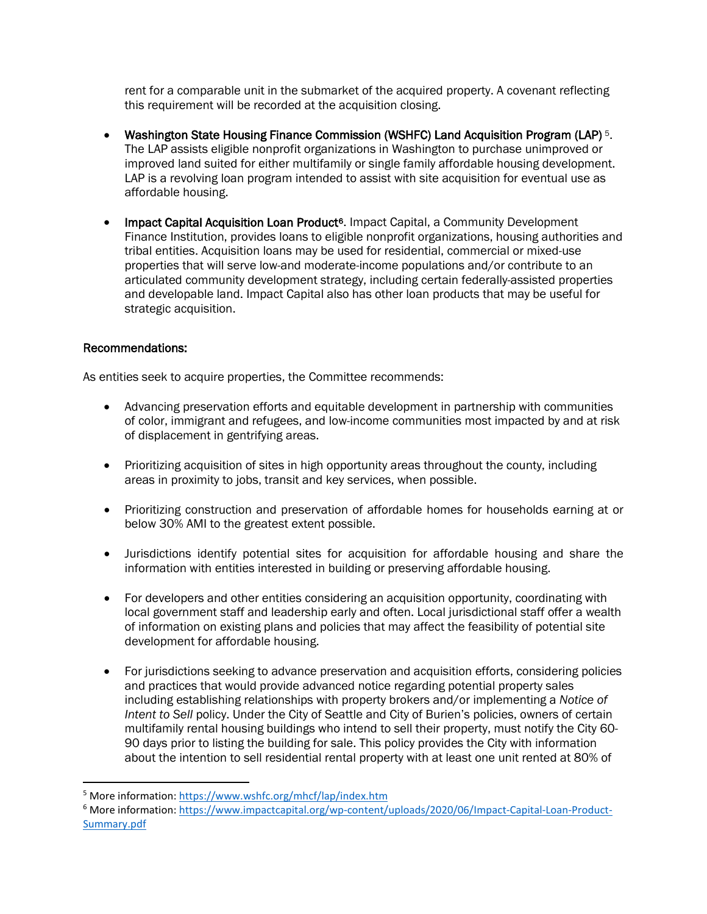rent for a comparable unit in the submarket of the acquired property. A covenant reflecting this requirement will be recorded at the acquisition closing.

- **Washington State Housing Finance Commission (WSHFC) Land Acquisition Program (LAP)** [5]. The LAP assists eligible nonprofit organizations in Washington to purchase unimproved or improved land suited for either multifamily or single family affordable housing development. LAP is a revolving loan program intended to assist with site acquisition for eventual use as affordable housing.

- **Impact Capital Acquisition Loan Product**[6]. Impact Capital, a Community Development Finance Institution, provides loans to eligible nonprofit organizations, housing authorities and tribal entities. Acquisition loans may be used for residential, commercial or mixed-use properties that will serve low-and moderate-income populations and/or contribute to an articulated community development strategy, including certain federally-assisted properties and developable land. Impact Capital also has other loan products that may be useful for strategic acquisition.

**Recommendations:**

As entities seek to acquire properties, the Committee recommends:

- Advancing preservation efforts and equitable development in partnership with communities of color, immigrant and refugees, and low-income communities most impacted by and at risk of displacement in gentrifying areas.

- Prioritizing acquisition of sites in high opportunity areas throughout the county, including areas in proximity to jobs, transit and key services, when possible.

- Prioritizing construction and preservation of affordable homes for households earning at or below 30% AMI to the greatest extent possible.

- Jurisdictions identify potential sites for acquisition for affordable housing and share the information with entities interested in building or preserving affordable housing.

- For developers and other entities considering an acquisition opportunity, coordinating with local government staff and leadership early and often. Local jurisdictional staff offer a wealth of information on existing plans and policies that may affect the feasibility of potential site development for affordable housing.

- For jurisdictions seeking to advance preservation and acquisition efforts, considering policies and practices that would provide advanced notice regarding potential property sales including establishing relationships with property brokers and/or implementing a *Notice of Intent to Sell* policy. Under the City of Seattle and City of Burien's policies, owners of certain multifamily rental housing buildings who intend to sell their property, must notify the City 60-90 days prior to listing the building for sale. This policy provides the City with information about the intention to sell residential rental property with at least one unit rented at 80% of

---

[5] More information: https://www.wshfc.org/mhcf/lap/index.htm

[6] More information: https://www.impactcapital.org/wp-content/uploads/2020/06/Impact-Capital-Loan-Product-Summary.pdf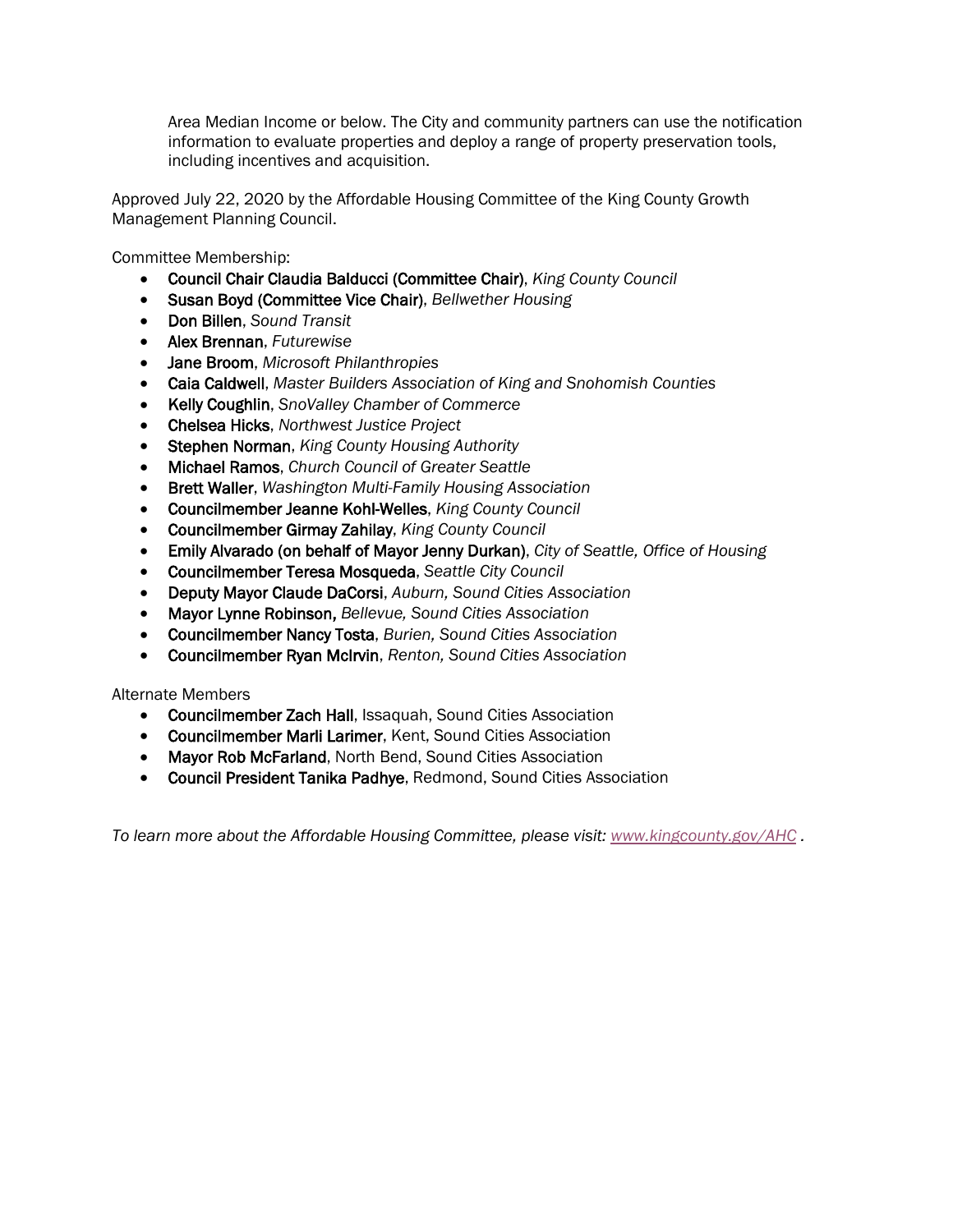Area Median Income or below. The City and community partners can use the notification information to evaluate properties and deploy a range of property preservation tools, including incentives and acquisition.

Approved July 22, 2020 by the Affordable Housing Committee of the King County Growth Management Planning Council.

Committee Membership:

- **Council Chair Claudia Balducci (Committee Chair)**, *King County Council*
- **Susan Boyd (Committee Vice Chair)**, *Bellwether Housing*
- **Don Billen**, *Sound Transit*
- **Alex Brennan**, *Futurewise*
- **Jane Broom**, *Microsoft Philanthropies*
- **Caia Caldwell**, *Master Builders Association of King and Snohomish Counties*
- **Kelly Coughlin**, *SnoValley Chamber of Commerce*
- **Chelsea Hicks**, *Northwest Justice Project*
- **Stephen Norman**, *King County Housing Authority*
- **Michael Ramos**, *Church Council of Greater Seattle*
- **Brett Waller**, *Washington Multi-Family Housing Association*
- **Councilmember Jeanne Kohl-Welles**, *King County Council*
- **Councilmember Girmay Zahilay**, *King County Council*
- **Emily Alvarado (on behalf of Mayor Jenny Durkan)**, *City of Seattle, Office of Housing*
- **Councilmember Teresa Mosqueda**, *Seattle City Council*
- **Deputy Mayor Claude DaCorsi**, *Auburn, Sound Cities Association*
- **Mayor Lynne Robinson,** *Bellevue, Sound Cities Association*
- **Councilmember Nancy Tosta**, *Burien, Sound Cities Association*
- **Councilmember Ryan McIrvin**, *Renton, Sound Cities Association*

Alternate Members

- **Councilmember Zach Hall**, Issaquah, Sound Cities Association
- **Councilmember Marli Larimer**, Kent, Sound Cities Association
- **Mayor Rob McFarland**, North Bend, Sound Cities Association
- **Council President Tanika Padhye**, Redmond, Sound Cities Association

*To learn more about the Affordable Housing Committee, please visit: [www.kingcounty.gov/AHC](www.kingcounty.gov/AHC) .*